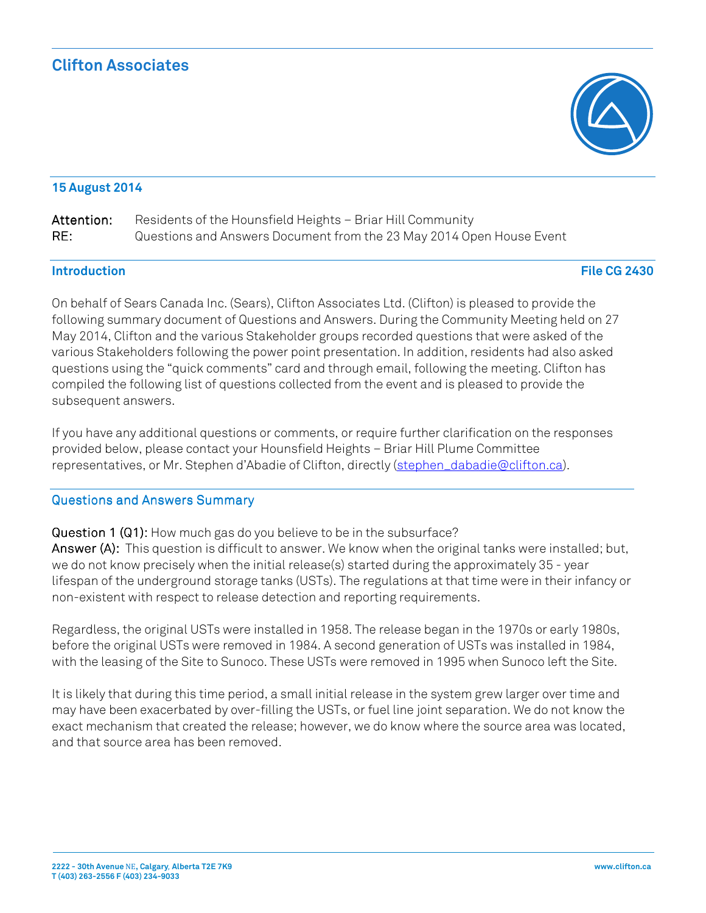# Clifton Associates

**15 August 2014**

**Attention:** Residents of the Hounsfield Heights – Briar Hill Community
**RE:** Questions and Answers Document from the 23 May 2014 Open House Event

## Introduction

**File CG 2430**

On behalf of Sears Canada Inc. (Sears), Clifton Associates Ltd. (Clifton) is pleased to provide the following summary document of Questions and Answers. During the Community Meeting held on 27 May 2014, Clifton and the various Stakeholder groups recorded questions that were asked of the various Stakeholders following the power point presentation. In addition, residents had also asked questions using the "quick comments" card and through email, following the meeting. Clifton has compiled the following list of questions collected from the event and is pleased to provide the subsequent answers.

If you have any additional questions or comments, or require further clarification on the responses provided below, please contact your Hounsfield Heights – Briar Hill Plume Committee representatives, or Mr. Stephen d'Abadie of Clifton, directly (stephen_dabadie@clifton.ca).

## Questions and Answers Summary

**Question 1 (Q1):** How much gas do you believe to be in the subsurface?
**Answer (A):** This question is difficult to answer. We know when the original tanks were installed; but, we do not know precisely when the initial release(s) started during the approximately 35 - year lifespan of the underground storage tanks (USTs). The regulations at that time were in their infancy or non-existent with respect to release detection and reporting requirements.

Regardless, the original USTs were installed in 1958. The release began in the 1970s or early 1980s, before the original USTs were removed in 1984. A second generation of USTs was installed in 1984, with the leasing of the Site to Sunoco. These USTs were removed in 1995 when Sunoco left the Site.

It is likely that during this time period, a small initial release in the system grew larger over time and may have been exacerbated by over-filling the USTs, or fuel line joint separation. We do not know the exact mechanism that created the release; however, we do know where the source area was located, and that source area has been removed.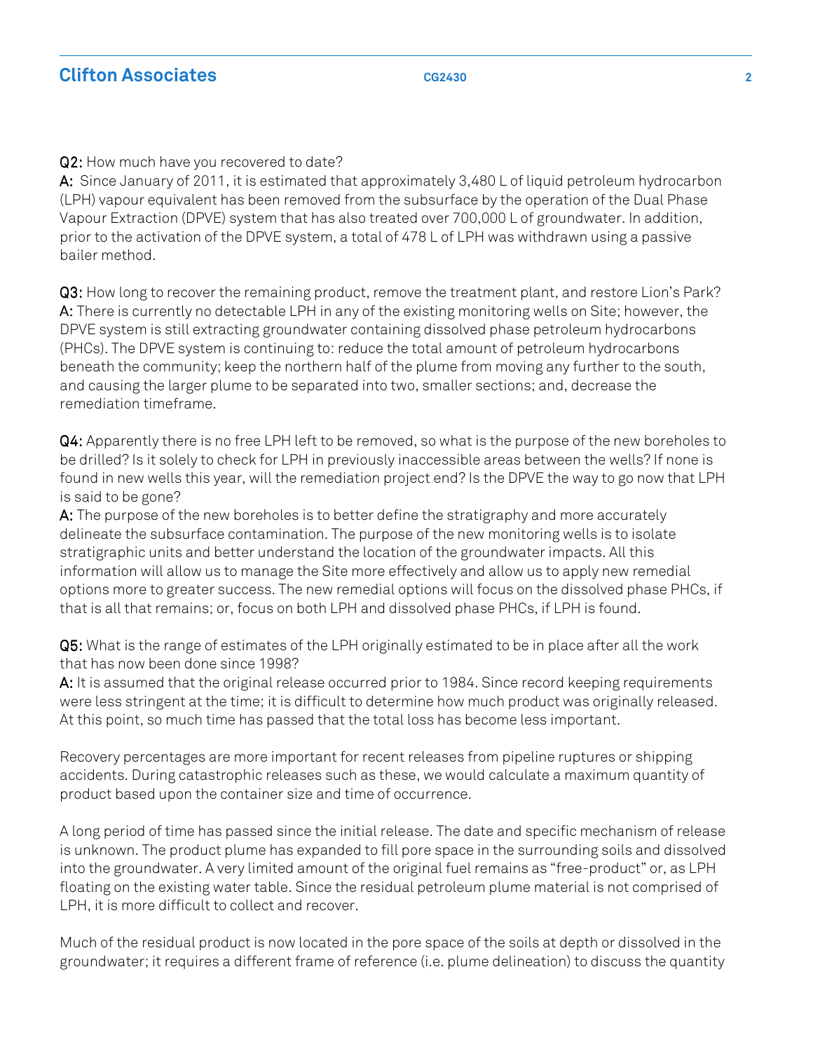**Q2:** How much have you recovered to date?

**A:** Since January of 2011, it is estimated that approximately 3,480 L of liquid petroleum hydrocarbon (LPH) vapour equivalent has been removed from the subsurface by the operation of the Dual Phase Vapour Extraction (DPVE) system that has also treated over 700,000 L of groundwater. In addition, prior to the activation of the DPVE system, a total of 478 L of LPH was withdrawn using a passive bailer method.

**Q3:** How long to recover the remaining product, remove the treatment plant, and restore Lion's Park?

**A:** There is currently no detectable LPH in any of the existing monitoring wells on Site; however, the DPVE system is still extracting groundwater containing dissolved phase petroleum hydrocarbons (PHCs). The DPVE system is continuing to: reduce the total amount of petroleum hydrocarbons beneath the community; keep the northern half of the plume from moving any further to the south, and causing the larger plume to be separated into two, smaller sections; and, decrease the remediation timeframe.

**Q4:** Apparently there is no free LPH left to be removed, so what is the purpose of the new boreholes to be drilled? Is it solely to check for LPH in previously inaccessible areas between the wells? If none is found in new wells this year, will the remediation project end? Is the DPVE the way to go now that LPH is said to be gone?

**A:** The purpose of the new boreholes is to better define the stratigraphy and more accurately delineate the subsurface contamination. The purpose of the new monitoring wells is to isolate stratigraphic units and better understand the location of the groundwater impacts. All this information will allow us to manage the Site more effectively and allow us to apply new remedial options more to greater success. The new remedial options will focus on the dissolved phase PHCs, if that is all that remains; or, focus on both LPH and dissolved phase PHCs, if LPH is found.

**Q5:** What is the range of estimates of the LPH originally estimated to be in place after all the work that has now been done since 1998?

**A:** It is assumed that the original release occurred prior to 1984. Since record keeping requirements were less stringent at the time; it is difficult to determine how much product was originally released. At this point, so much time has passed that the total loss has become less important.

Recovery percentages are more important for recent releases from pipeline ruptures or shipping accidents. During catastrophic releases such as these, we would calculate a maximum quantity of product based upon the container size and time of occurrence.

A long period of time has passed since the initial release. The date and specific mechanism of release is unknown. The product plume has expanded to fill pore space in the surrounding soils and dissolved into the groundwater. A very limited amount of the original fuel remains as "free-product" or, as LPH floating on the existing water table. Since the residual petroleum plume material is not comprised of LPH, it is more difficult to collect and recover.

Much of the residual product is now located in the pore space of the soils at depth or dissolved in the groundwater; it requires a different frame of reference (i.e. plume delineation) to discuss the quantity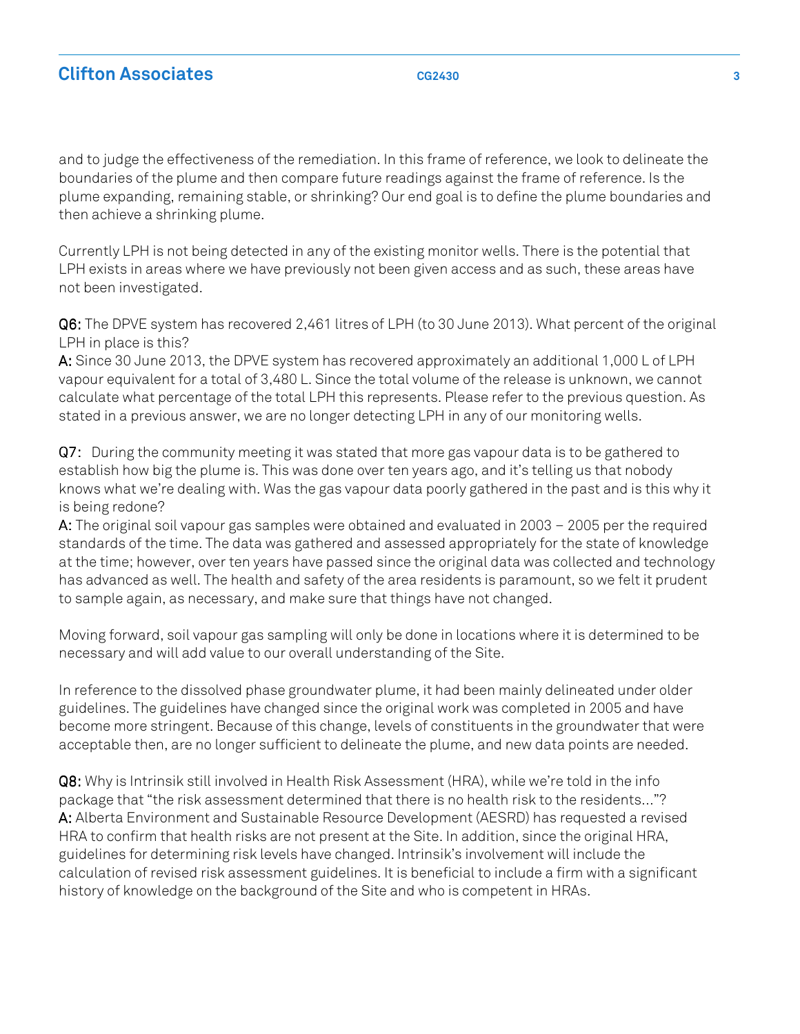and to judge the effectiveness of the remediation. In this frame of reference, we look to delineate the boundaries of the plume and then compare future readings against the frame of reference. Is the plume expanding, remaining stable, or shrinking? Our end goal is to define the plume boundaries and then achieve a shrinking plume.

Currently LPH is not being detected in any of the existing monitor wells. There is the potential that LPH exists in areas where we have previously not been given access and as such, these areas have not been investigated.

**Q6:** The DPVE system has recovered 2,461 litres of LPH (to 30 June 2013). What percent of the original LPH in place is this?
**A:** Since 30 June 2013, the DPVE system has recovered approximately an additional 1,000 L of LPH vapour equivalent for a total of 3,480 L. Since the total volume of the release is unknown, we cannot calculate what percentage of the total LPH this represents. Please refer to the previous question. As stated in a previous answer, we are no longer detecting LPH in any of our monitoring wells.

**Q7:** During the community meeting it was stated that more gas vapour data is to be gathered to establish how big the plume is. This was done over ten years ago, and it's telling us that nobody knows what we're dealing with. Was the gas vapour data poorly gathered in the past and is this why it is being redone?
**A:** The original soil vapour gas samples were obtained and evaluated in 2003 – 2005 per the required standards of the time. The data was gathered and assessed appropriately for the state of knowledge at the time; however, over ten years have passed since the original data was collected and technology has advanced as well. The health and safety of the area residents is paramount, so we felt it prudent to sample again, as necessary, and make sure that things have not changed.

Moving forward, soil vapour gas sampling will only be done in locations where it is determined to be necessary and will add value to our overall understanding of the Site.

In reference to the dissolved phase groundwater plume, it had been mainly delineated under older guidelines. The guidelines have changed since the original work was completed in 2005 and have become more stringent. Because of this change, levels of constituents in the groundwater that were acceptable then, are no longer sufficient to delineate the plume, and new data points are needed.

**Q8:** Why is Intrinsik still involved in Health Risk Assessment (HRA), while we're told in the info package that "the risk assessment determined that there is no health risk to the residents…"?
**A:** Alberta Environment and Sustainable Resource Development (AESRD) has requested a revised HRA to confirm that health risks are not present at the Site. In addition, since the original HRA, guidelines for determining risk levels have changed. Intrinsik's involvement will include the calculation of revised risk assessment guidelines. It is beneficial to include a firm with a significant history of knowledge on the background of the Site and who is competent in HRAs.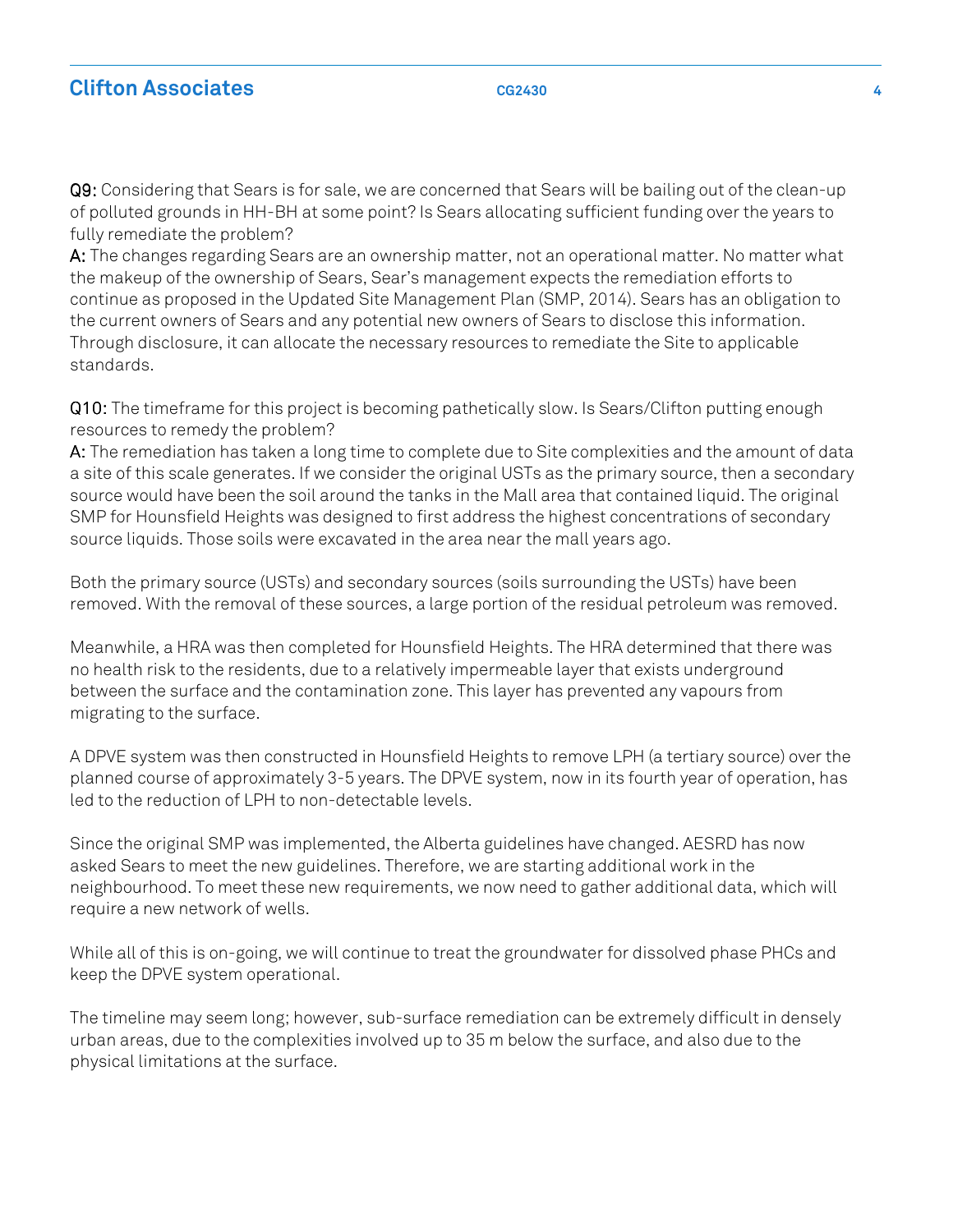**Q9:** Considering that Sears is for sale, we are concerned that Sears will be bailing out of the clean-up of polluted grounds in HH-BH at some point? Is Sears allocating sufficient funding over the years to fully remediate the problem?

**A:** The changes regarding Sears are an ownership matter, not an operational matter. No matter what the makeup of the ownership of Sears, Sear's management expects the remediation efforts to continue as proposed in the Updated Site Management Plan (SMP, 2014). Sears has an obligation to the current owners of Sears and any potential new owners of Sears to disclose this information. Through disclosure, it can allocate the necessary resources to remediate the Site to applicable standards.

**Q10:** The timeframe for this project is becoming pathetically slow. Is Sears/Clifton putting enough resources to remedy the problem?

**A:** The remediation has taken a long time to complete due to Site complexities and the amount of data a site of this scale generates. If we consider the original USTs as the primary source, then a secondary source would have been the soil around the tanks in the Mall area that contained liquid. The original SMP for Hounsfield Heights was designed to first address the highest concentrations of secondary source liquids. Those soils were excavated in the area near the mall years ago.

Both the primary source (USTs) and secondary sources (soils surrounding the USTs) have been removed. With the removal of these sources, a large portion of the residual petroleum was removed.

Meanwhile, a HRA was then completed for Hounsfield Heights. The HRA determined that there was no health risk to the residents, due to a relatively impermeable layer that exists underground between the surface and the contamination zone. This layer has prevented any vapours from migrating to the surface.

A DPVE system was then constructed in Hounsfield Heights to remove LPH (a tertiary source) over the planned course of approximately 3-5 years. The DPVE system, now in its fourth year of operation, has led to the reduction of LPH to non-detectable levels.

Since the original SMP was implemented, the Alberta guidelines have changed. AESRD has now asked Sears to meet the new guidelines. Therefore, we are starting additional work in the neighbourhood. To meet these new requirements, we now need to gather additional data, which will require a new network of wells.

While all of this is on-going, we will continue to treat the groundwater for dissolved phase PHCs and keep the DPVE system operational.

The timeline may seem long; however, sub-surface remediation can be extremely difficult in densely urban areas, due to the complexities involved up to 35 m below the surface, and also due to the physical limitations at the surface.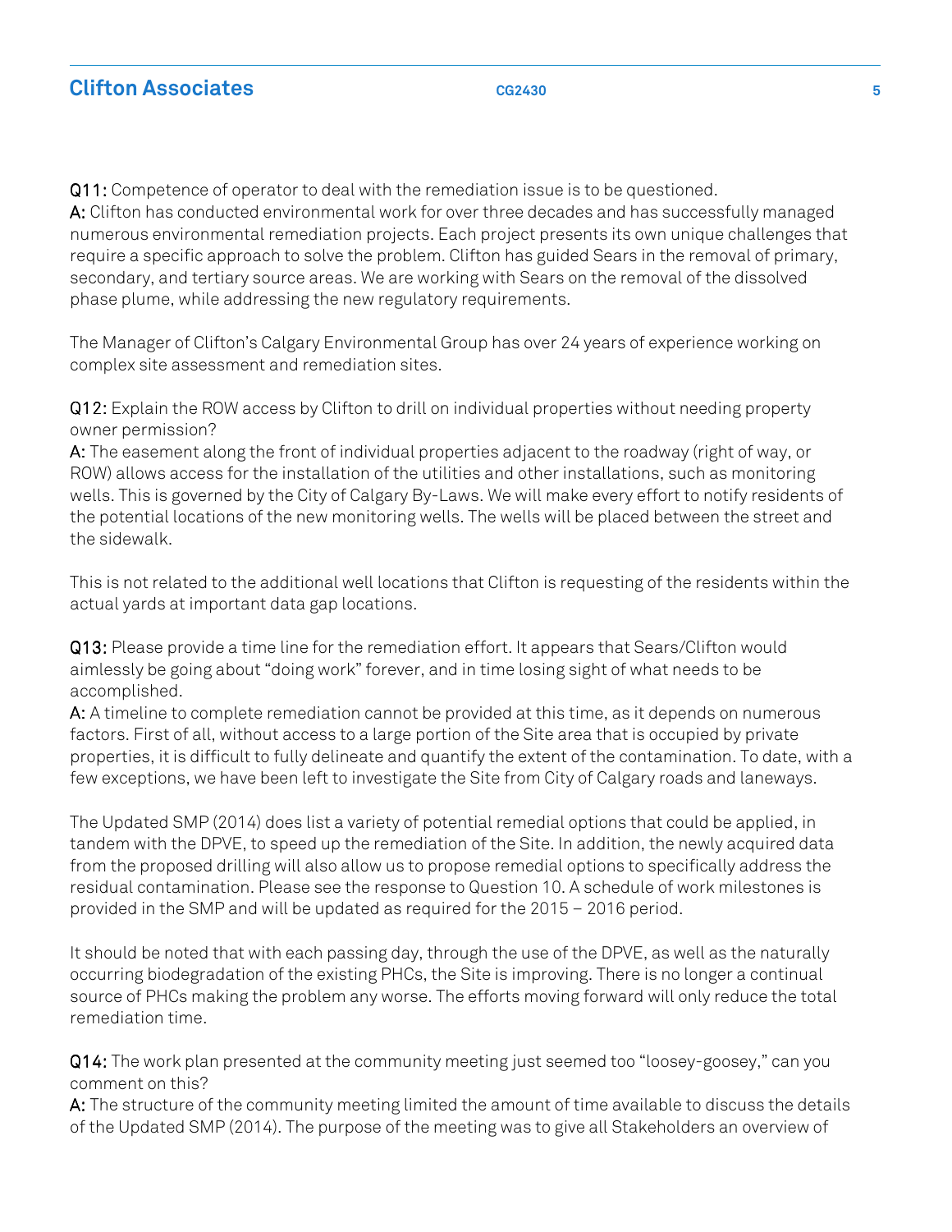**Q11:** Competence of operator to deal with the remediation issue is to be questioned.
**A:** Clifton has conducted environmental work for over three decades and has successfully managed numerous environmental remediation projects. Each project presents its own unique challenges that require a specific approach to solve the problem. Clifton has guided Sears in the removal of primary, secondary, and tertiary source areas. We are working with Sears on the removal of the dissolved phase plume, while addressing the new regulatory requirements.

The Manager of Clifton's Calgary Environmental Group has over 24 years of experience working on complex site assessment and remediation sites.

**Q12:** Explain the ROW access by Clifton to drill on individual properties without needing property owner permission?
**A:** The easement along the front of individual properties adjacent to the roadway (right of way, or ROW) allows access for the installation of the utilities and other installations, such as monitoring wells. This is governed by the City of Calgary By-Laws. We will make every effort to notify residents of the potential locations of the new monitoring wells. The wells will be placed between the street and the sidewalk.

This is not related to the additional well locations that Clifton is requesting of the residents within the actual yards at important data gap locations.

**Q13:** Please provide a time line for the remediation effort. It appears that Sears/Clifton would aimlessly be going about "doing work" forever, and in time losing sight of what needs to be accomplished.
**A:** A timeline to complete remediation cannot be provided at this time, as it depends on numerous factors. First of all, without access to a large portion of the Site area that is occupied by private properties, it is difficult to fully delineate and quantify the extent of the contamination. To date, with a few exceptions, we have been left to investigate the Site from City of Calgary roads and laneways.

The Updated SMP (2014) does list a variety of potential remedial options that could be applied, in tandem with the DPVE, to speed up the remediation of the Site. In addition, the newly acquired data from the proposed drilling will also allow us to propose remedial options to specifically address the residual contamination. Please see the response to Question 10. A schedule of work milestones is provided in the SMP and will be updated as required for the 2015 – 2016 period.

It should be noted that with each passing day, through the use of the DPVE, as well as the naturally occurring biodegradation of the existing PHCs, the Site is improving. There is no longer a continual source of PHCs making the problem any worse. The efforts moving forward will only reduce the total remediation time.

**Q14:** The work plan presented at the community meeting just seemed too "loosey-goosey," can you comment on this?
**A:** The structure of the community meeting limited the amount of time available to discuss the details of the Updated SMP (2014). The purpose of the meeting was to give all Stakeholders an overview of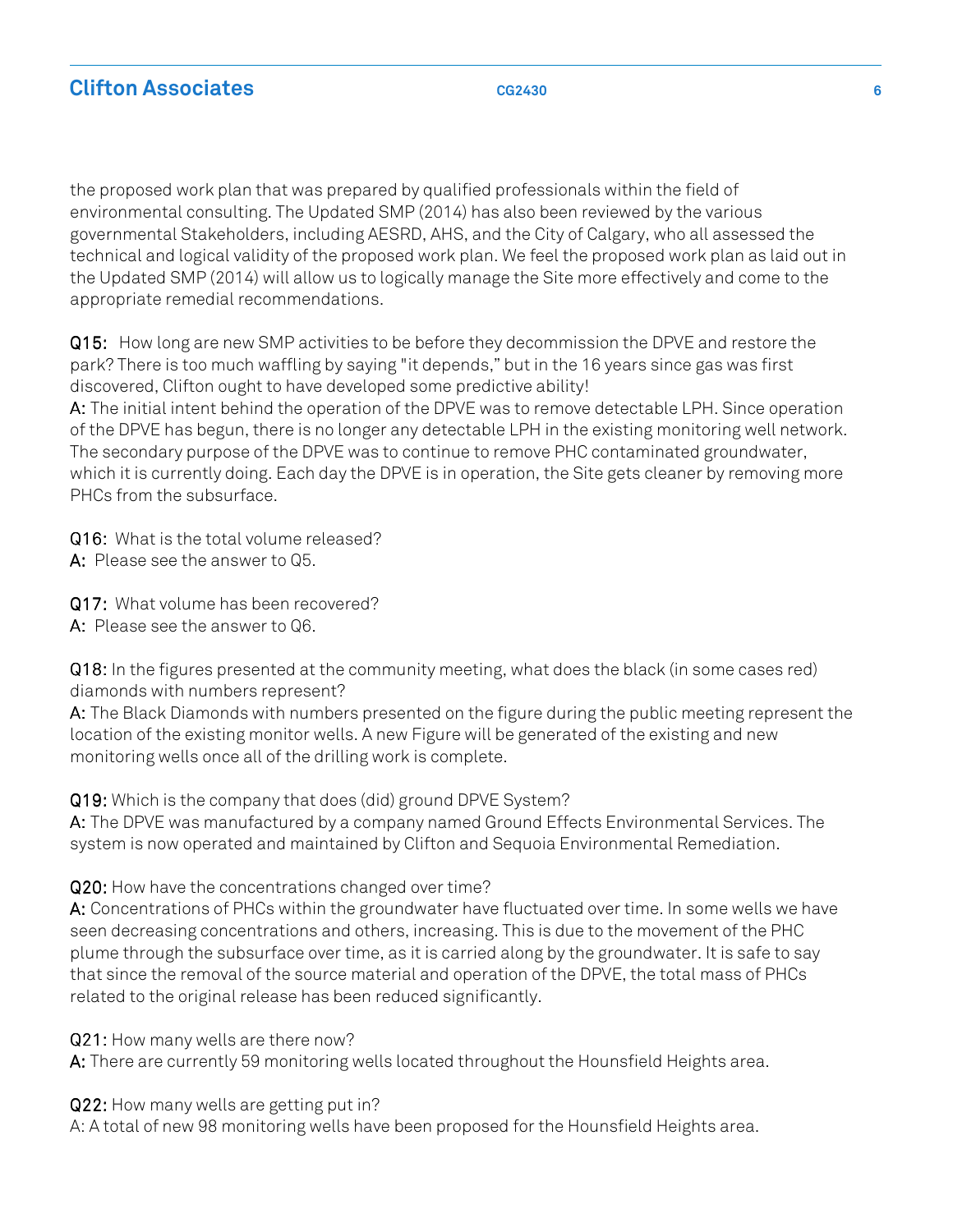the proposed work plan that was prepared by qualified professionals within the field of environmental consulting. The Updated SMP (2014) has also been reviewed by the various governmental Stakeholders, including AESRD, AHS, and the City of Calgary, who all assessed the technical and logical validity of the proposed work plan. We feel the proposed work plan as laid out in the Updated SMP (2014) will allow us to logically manage the Site more effectively and come to the appropriate remedial recommendations.

**Q15:** How long are new SMP activities to be before they decommission the DPVE and restore the park? There is too much waffling by saying "it depends," but in the 16 years since gas was first discovered, Clifton ought to have developed some predictive ability!
**A:** The initial intent behind the operation of the DPVE was to remove detectable LPH. Since operation of the DPVE has begun, there is no longer any detectable LPH in the existing monitoring well network. The secondary purpose of the DPVE was to continue to remove PHC contaminated groundwater, which it is currently doing. Each day the DPVE is in operation, the Site gets cleaner by removing more PHCs from the subsurface.

**Q16:** What is the total volume released?
**A:** Please see the answer to Q5.

**Q17:** What volume has been recovered?
**A:** Please see the answer to Q6.

**Q18:** In the figures presented at the community meeting, what does the black (in some cases red) diamonds with numbers represent?
**A:** The Black Diamonds with numbers presented on the figure during the public meeting represent the location of the existing monitor wells. A new Figure will be generated of the existing and new monitoring wells once all of the drilling work is complete.

**Q19:** Which is the company that does (did) ground DPVE System?
**A:** The DPVE was manufactured by a company named Ground Effects Environmental Services. The system is now operated and maintained by Clifton and Sequoia Environmental Remediation.

**Q20:** How have the concentrations changed over time?
**A:** Concentrations of PHCs within the groundwater have fluctuated over time. In some wells we have seen decreasing concentrations and others, increasing. This is due to the movement of the PHC plume through the subsurface over time, as it is carried along by the groundwater. It is safe to say that since the removal of the source material and operation of the DPVE, the total mass of PHCs related to the original release has been reduced significantly.

**Q21:** How many wells are there now?
**A:** There are currently 59 monitoring wells located throughout the Hounsfield Heights area.

**Q22:** How many wells are getting put in?
A: A total of new 98 monitoring wells have been proposed for the Hounsfield Heights area.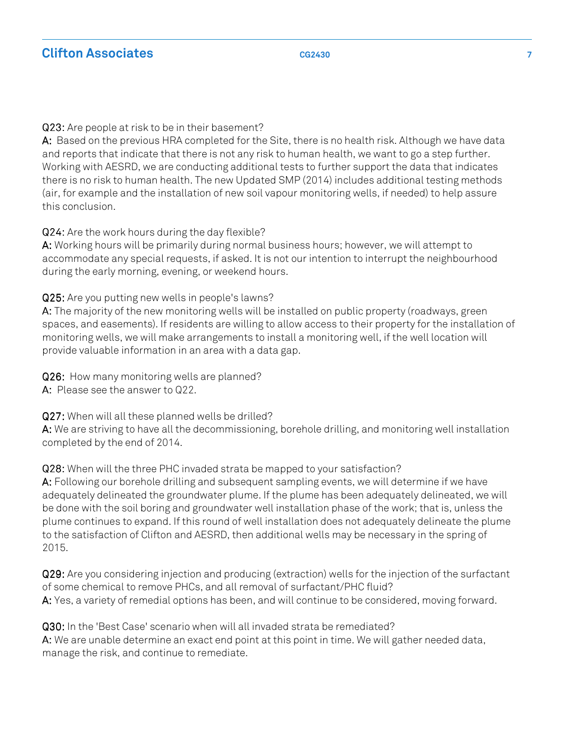**Q23:** Are people at risk to be in their basement?

**A:** Based on the previous HRA completed for the Site, there is no health risk. Although we have data and reports that indicate that there is not any risk to human health, we want to go a step further. Working with AESRD, we are conducting additional tests to further support the data that indicates there is no risk to human health. The new Updated SMP (2014) includes additional testing methods (air, for example and the installation of new soil vapour monitoring wells, if needed) to help assure this conclusion.

**Q24:** Are the work hours during the day flexible?

**A:** Working hours will be primarily during normal business hours; however, we will attempt to accommodate any special requests, if asked. It is not our intention to interrupt the neighbourhood during the early morning, evening, or weekend hours.

**Q25:** Are you putting new wells in people's lawns?

**A:** The majority of the new monitoring wells will be installed on public property (roadways, green spaces, and easements). If residents are willing to allow access to their property for the installation of monitoring wells, we will make arrangements to install a monitoring well, if the well location will provide valuable information in an area with a data gap.

**Q26:** How many monitoring wells are planned?

**A:** Please see the answer to Q22.

**Q27:** When will all these planned wells be drilled?

**A:** We are striving to have all the decommissioning, borehole drilling, and monitoring well installation completed by the end of 2014.

**Q28:** When will the three PHC invaded strata be mapped to your satisfaction?

**A:** Following our borehole drilling and subsequent sampling events, we will determine if we have adequately delineated the groundwater plume. If the plume has been adequately delineated, we will be done with the soil boring and groundwater well installation phase of the work; that is, unless the plume continues to expand. If this round of well installation does not adequately delineate the plume to the satisfaction of Clifton and AESRD, then additional wells may be necessary in the spring of 2015.

**Q29:** Are you considering injection and producing (extraction) wells for the injection of the surfactant of some chemical to remove PHCs, and all removal of surfactant/PHC fluid?

**A:** Yes, a variety of remedial options has been, and will continue to be considered, moving forward.

**Q30:** In the 'Best Case' scenario when will all invaded strata be remediated?

**A:** We are unable determine an exact end point at this point in time. We will gather needed data, manage the risk, and continue to remediate.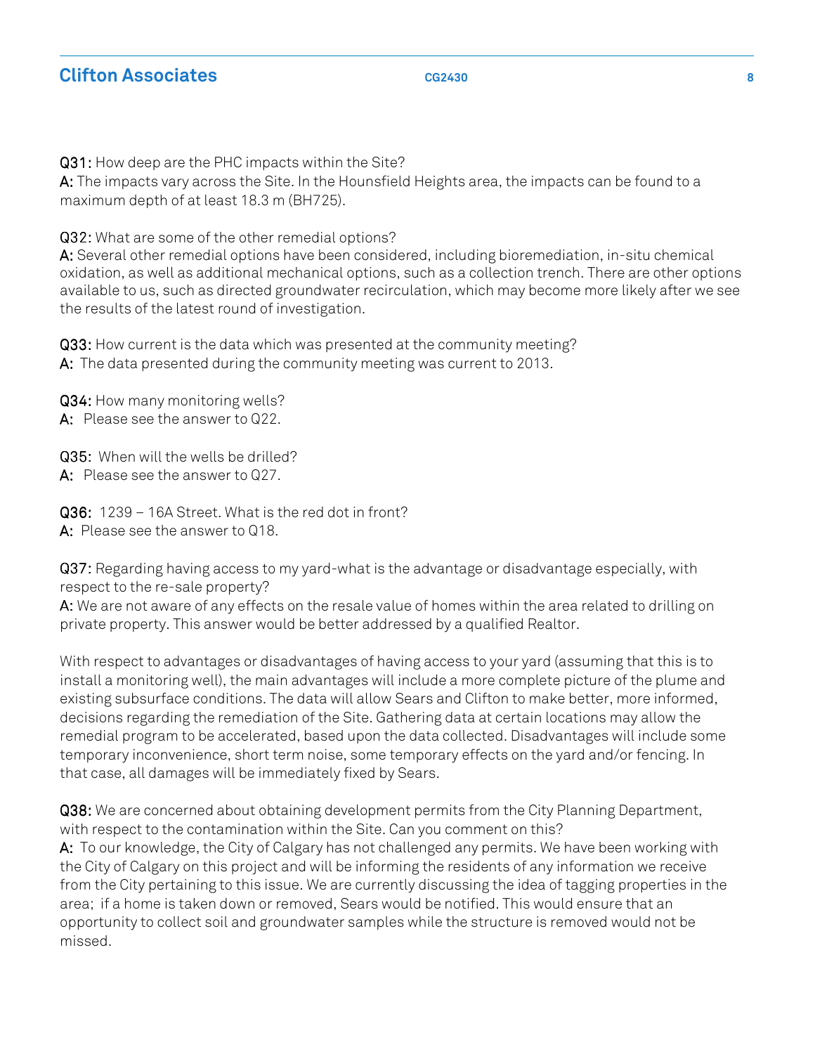**Q31:** How deep are the PHC impacts within the Site?
**A:** The impacts vary across the Site. In the Hounsfield Heights area, the impacts can be found to a maximum depth of at least 18.3 m (BH725).

**Q32:** What are some of the other remedial options?
**A:** Several other remedial options have been considered, including bioremediation, in-situ chemical oxidation, as well as additional mechanical options, such as a collection trench. There are other options available to us, such as directed groundwater recirculation, which may become more likely after we see the results of the latest round of investigation.

**Q33:** How current is the data which was presented at the community meeting?
**A:** The data presented during the community meeting was current to 2013.

**Q34:** How many monitoring wells?
**A:** Please see the answer to Q22.

**Q35:** When will the wells be drilled?
**A:** Please see the answer to Q27.

**Q36:** 1239 – 16A Street. What is the red dot in front?
**A:** Please see the answer to Q18.

**Q37:** Regarding having access to my yard-what is the advantage or disadvantage especially, with respect to the re-sale property?
**A:** We are not aware of any effects on the resale value of homes within the area related to drilling on private property. This answer would be better addressed by a qualified Realtor.

With respect to advantages or disadvantages of having access to your yard (assuming that this is to install a monitoring well), the main advantages will include a more complete picture of the plume and existing subsurface conditions. The data will allow Sears and Clifton to make better, more informed, decisions regarding the remediation of the Site. Gathering data at certain locations may allow the remedial program to be accelerated, based upon the data collected. Disadvantages will include some temporary inconvenience, short term noise, some temporary effects on the yard and/or fencing. In that case, all damages will be immediately fixed by Sears.

**Q38:** We are concerned about obtaining development permits from the City Planning Department, with respect to the contamination within the Site. Can you comment on this?
**A:** To our knowledge, the City of Calgary has not challenged any permits. We have been working with the City of Calgary on this project and will be informing the residents of any information we receive from the City pertaining to this issue. We are currently discussing the idea of tagging properties in the area; if a home is taken down or removed, Sears would be notified. This would ensure that an opportunity to collect soil and groundwater samples while the structure is removed would not be missed.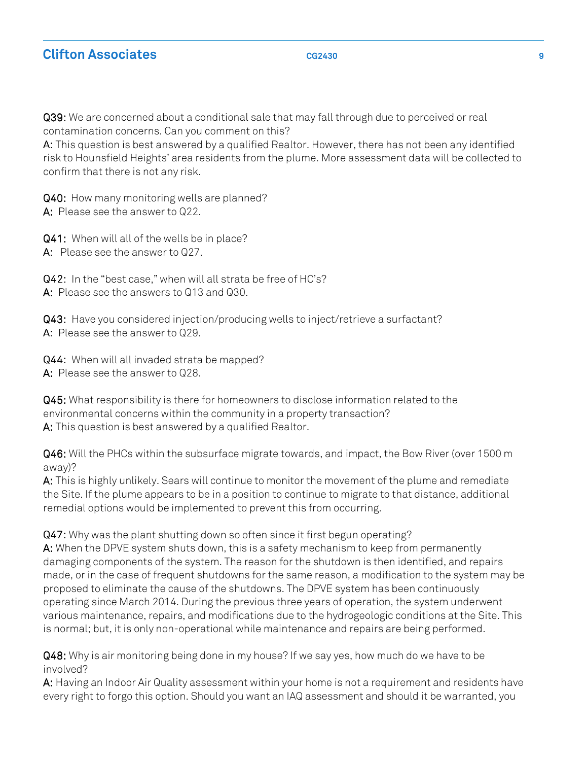**Q39:** We are concerned about a conditional sale that may fall through due to perceived or real contamination concerns. Can you comment on this?
**A:** This question is best answered by a qualified Realtor. However, there has not been any identified risk to Hounsfield Heights' area residents from the plume. More assessment data will be collected to confirm that there is not any risk.

**Q40:** How many monitoring wells are planned?
**A:** Please see the answer to Q22.

**Q41:** When will all of the wells be in place?
**A:** Please see the answer to Q27.

**Q42:** In the "best case," when will all strata be free of HC's?
**A:** Please see the answers to Q13 and Q30.

**Q43:** Have you considered injection/producing wells to inject/retrieve a surfactant?
**A:** Please see the answer to Q29.

**Q44:** When will all invaded strata be mapped?
**A:** Please see the answer to Q28.

**Q45:** What responsibility is there for homeowners to disclose information related to the environmental concerns within the community in a property transaction?
**A:** This question is best answered by a qualified Realtor.

**Q46:** Will the PHCs within the subsurface migrate towards, and impact, the Bow River (over 1500 m away)?
**A:** This is highly unlikely. Sears will continue to monitor the movement of the plume and remediate the Site. If the plume appears to be in a position to continue to migrate to that distance, additional remedial options would be implemented to prevent this from occurring.

**Q47:** Why was the plant shutting down so often since it first begun operating?
**A:** When the DPVE system shuts down, this is a safety mechanism to keep from permanently damaging components of the system. The reason for the shutdown is then identified, and repairs made, or in the case of frequent shutdowns for the same reason, a modification to the system may be proposed to eliminate the cause of the shutdowns. The DPVE system has been continuously operating since March 2014. During the previous three years of operation, the system underwent various maintenance, repairs, and modifications due to the hydrogeologic conditions at the Site. This is normal; but, it is only non-operational while maintenance and repairs are being performed.

**Q48:** Why is air monitoring being done in my house? If we say yes, how much do we have to be involved?
**A:** Having an Indoor Air Quality assessment within your home is not a requirement and residents have every right to forgo this option. Should you want an IAQ assessment and should it be warranted, you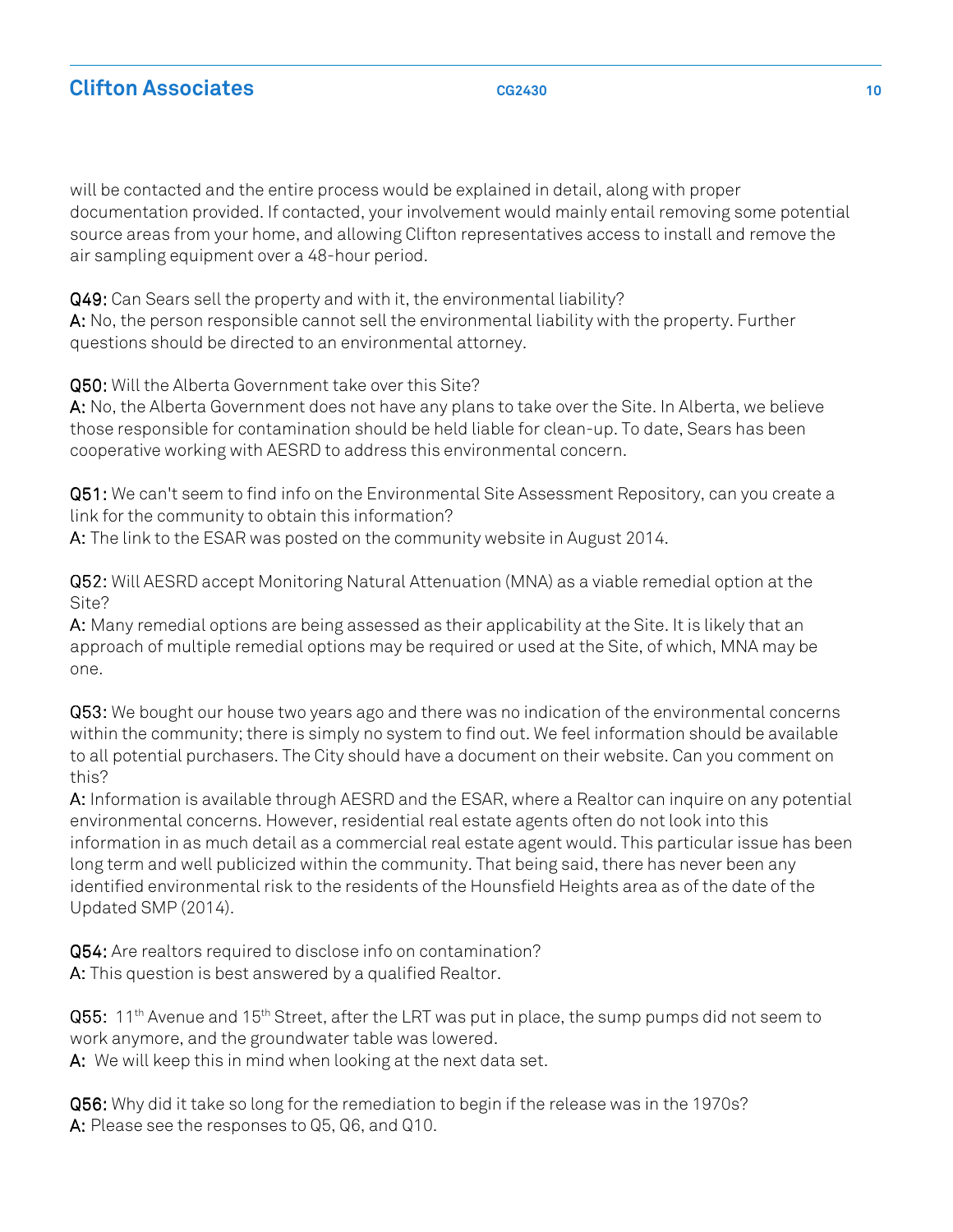will be contacted and the entire process would be explained in detail, along with proper documentation provided. If contacted, your involvement would mainly entail removing some potential source areas from your home, and allowing Clifton representatives access to install and remove the air sampling equipment over a 48-hour period.

**Q49:** Can Sears sell the property and with it, the environmental liability?
**A:** No, the person responsible cannot sell the environmental liability with the property. Further questions should be directed to an environmental attorney.

**Q50:** Will the Alberta Government take over this Site?
**A:** No, the Alberta Government does not have any plans to take over the Site. In Alberta, we believe those responsible for contamination should be held liable for clean-up. To date, Sears has been cooperative working with AESRD to address this environmental concern.

**Q51:** We can't seem to find info on the Environmental Site Assessment Repository, can you create a link for the community to obtain this information?
**A:** The link to the ESAR was posted on the community website in August 2014.

**Q52:** Will AESRD accept Monitoring Natural Attenuation (MNA) as a viable remedial option at the Site?
**A:** Many remedial options are being assessed as their applicability at the Site. It is likely that an approach of multiple remedial options may be required or used at the Site, of which, MNA may be one.

**Q53:** We bought our house two years ago and there was no indication of the environmental concerns within the community; there is simply no system to find out. We feel information should be available to all potential purchasers. The City should have a document on their website. Can you comment on this?
**A:** Information is available through AESRD and the ESAR, where a Realtor can inquire on any potential environmental concerns. However, residential real estate agents often do not look into this information in as much detail as a commercial real estate agent would. This particular issue has been long term and well publicized within the community. That being said, there has never been any identified environmental risk to the residents of the Hounsfield Heights area as of the date of the Updated SMP (2014).

**Q54:** Are realtors required to disclose info on contamination?
**A:** This question is best answered by a qualified Realtor.

**Q55:** 11th Avenue and 15th Street, after the LRT was put in place, the sump pumps did not seem to work anymore, and the groundwater table was lowered.
**A:** We will keep this in mind when looking at the next data set.

**Q56:** Why did it take so long for the remediation to begin if the release was in the 1970s?
**A:** Please see the responses to Q5, Q6, and Q10.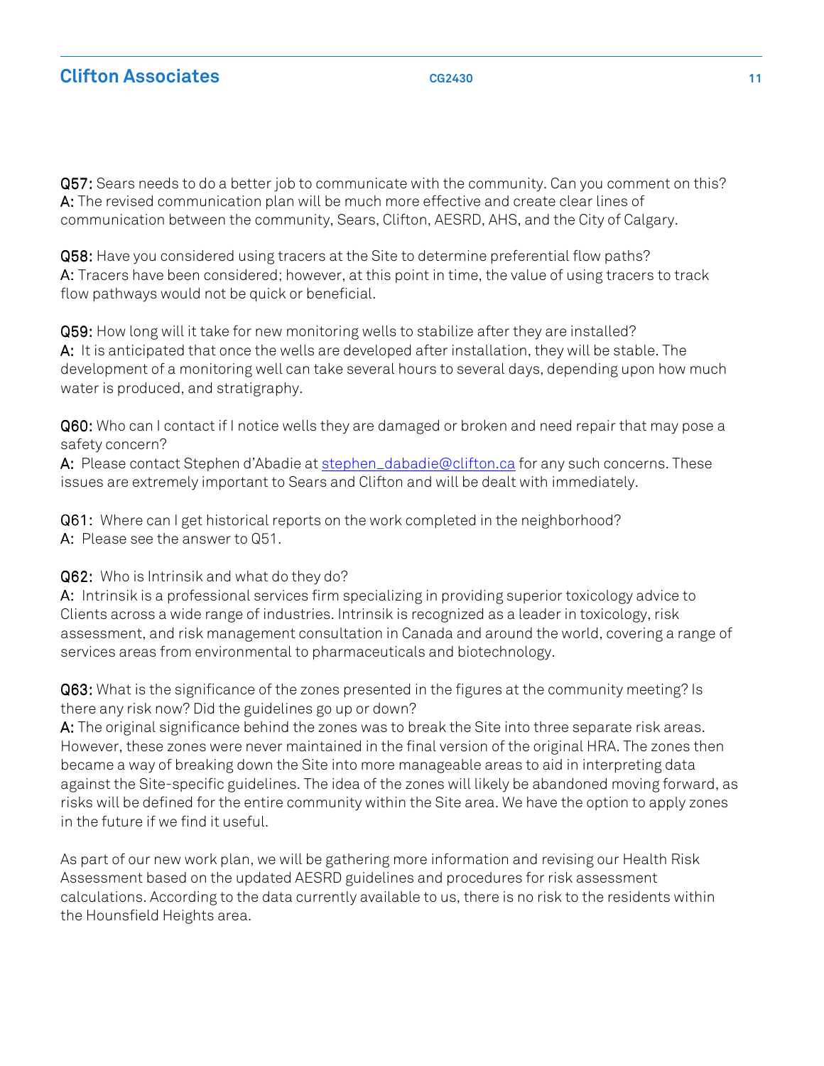**Q57:** Sears needs to do a better job to communicate with the community. Can you comment on this?
**A:** The revised communication plan will be much more effective and create clear lines of communication between the community, Sears, Clifton, AESRD, AHS, and the City of Calgary.

**Q58:** Have you considered using tracers at the Site to determine preferential flow paths?
**A:** Tracers have been considered; however, at this point in time, the value of using tracers to track flow pathways would not be quick or beneficial.

**Q59:** How long will it take for new monitoring wells to stabilize after they are installed?
**A:** It is anticipated that once the wells are developed after installation, they will be stable. The development of a monitoring well can take several hours to several days, depending upon how much water is produced, and stratigraphy.

**Q60:** Who can I contact if I notice wells they are damaged or broken and need repair that may pose a safety concern?
**A:** Please contact Stephen d'Abadie at [stephen_dabadie@clifton.ca](mailto:stephen_dabadie@clifton.ca) for any such concerns. These issues are extremely important to Sears and Clifton and will be dealt with immediately.

**Q61:** Where can I get historical reports on the work completed in the neighborhood?
**A:** Please see the answer to Q51.

**Q62:** Who is Intrinsik and what do they do?
**A:** Intrinsik is a professional services firm specializing in providing superior toxicology advice to Clients across a wide range of industries. Intrinsik is recognized as a leader in toxicology, risk assessment, and risk management consultation in Canada and around the world, covering a range of services areas from environmental to pharmaceuticals and biotechnology.

**Q63:** What is the significance of the zones presented in the figures at the community meeting? Is there any risk now? Did the guidelines go up or down?
**A:** The original significance behind the zones was to break the Site into three separate risk areas. However, these zones were never maintained in the final version of the original HRA. The zones then became a way of breaking down the Site into more manageable areas to aid in interpreting data against the Site-specific guidelines. The idea of the zones will likely be abandoned moving forward, as risks will be defined for the entire community within the Site area. We have the option to apply zones in the future if we find it useful.

As part of our new work plan, we will be gathering more information and revising our Health Risk Assessment based on the updated AESRD guidelines and procedures for risk assessment calculations. According to the data currently available to us, there is no risk to the residents within the Hounsfield Heights area.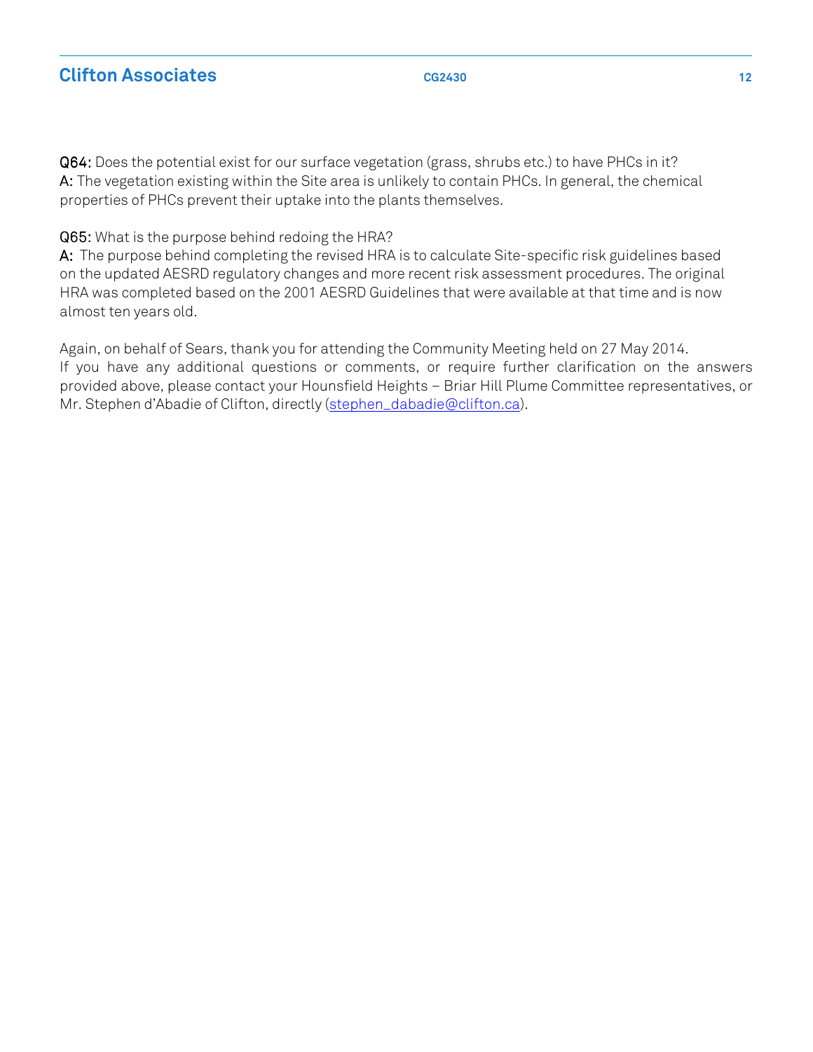**Q64:** Does the potential exist for our surface vegetation (grass, shrubs etc.) to have PHCs in it?
**A:** The vegetation existing within the Site area is unlikely to contain PHCs. In general, the chemical properties of PHCs prevent their uptake into the plants themselves.

**Q65:** What is the purpose behind redoing the HRA?
**A:** The purpose behind completing the revised HRA is to calculate Site-specific risk guidelines based on the updated AESRD regulatory changes and more recent risk assessment procedures. The original HRA was completed based on the 2001 AESRD Guidelines that were available at that time and is now almost ten years old.

Again, on behalf of Sears, thank you for attending the Community Meeting held on 27 May 2014.
If you have any additional questions or comments, or require further clarification on the answers provided above, please contact your Hounsfield Heights – Briar Hill Plume Committee representatives, or Mr. Stephen d'Abadie of Clifton, directly (stephen_dabadie@clifton.ca).